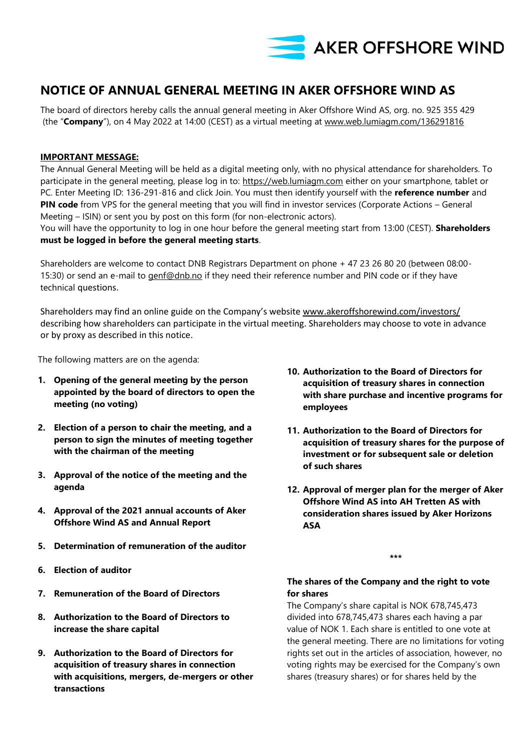# NOTICE OF ANNUAL GENERAL MEETING IN AKER OFFSHORE WIND AS

The board of directors hereby calls the annual general meeting in Aker Offshore Wind AS, org. no. 925 355 429 (the "**Company**"), on 4 May 2022 at 14:00 (CEST) as a virtual meeting at www.web.lumiagm.com/136291816

**IMPORTANT MESSAGE:**

The Annual General Meeting will be held as a digital meeting only, with no physical attendance for shareholders. To participate in the general meeting, please log in to: https://web.lumiagm.com either on your smartphone, tablet or PC. Enter Meeting ID: 136-291-816 and click Join. You must then identify yourself with the **reference number** and **PIN code** from VPS for the general meeting that you will find in investor services (Corporate Actions – General Meeting – ISIN) or sent you by post on this form (for non-electronic actors).

You will have the opportunity to log in one hour before the general meeting start from 13:00 (CEST). **Shareholders must be logged in before the general meeting starts**.

Shareholders are welcome to contact DNB Registrars Department on phone + 47 23 26 80 20 (between 08:00-15:30) or send an e-mail to genf@dnb.no if they need their reference number and PIN code or if they have technical questions.

Shareholders may find an online guide on the Company's website www.akeroffshorewind.com/investors/ describing how shareholders can participate in the virtual meeting. Shareholders may choose to vote in advance or by proxy as described in this notice.

The following matters are on the agenda:

1. **Opening of the general meeting by the person appointed by the board of directors to open the meeting (no voting)**
2. **Election of a person to chair the meeting, and a person to sign the minutes of meeting together with the chairman of the meeting**
3. **Approval of the notice of the meeting and the agenda**
4. **Approval of the 2021 annual accounts of Aker Offshore Wind AS and Annual Report**
5. **Determination of remuneration of the auditor**
6. **Election of auditor**
7. **Remuneration of the Board of Directors**
8. **Authorization to the Board of Directors to increase the share capital**
9. **Authorization to the Board of Directors for acquisition of treasury shares in connection with acquisitions, mergers, de-mergers or other transactions**
10. **Authorization to the Board of Directors for acquisition of treasury shares in connection with share purchase and incentive programs for employees**
11. **Authorization to the Board of Directors for acquisition of treasury shares for the purpose of investment or for subsequent sale or deletion of such shares**
12. **Approval of merger plan for the merger of Aker Offshore Wind AS into AH Tretten AS with consideration shares issued by Aker Horizons ASA**

\*\*\*

**The shares of the Company and the right to vote for shares**

The Company's share capital is NOK 678,745,473 divided into 678,745,473 shares each having a par value of NOK 1. Each share is entitled to one vote at the general meeting. There are no limitations for voting rights set out in the articles of association, however, no voting rights may be exercised for the Company's own shares (treasury shares) or for shares held by the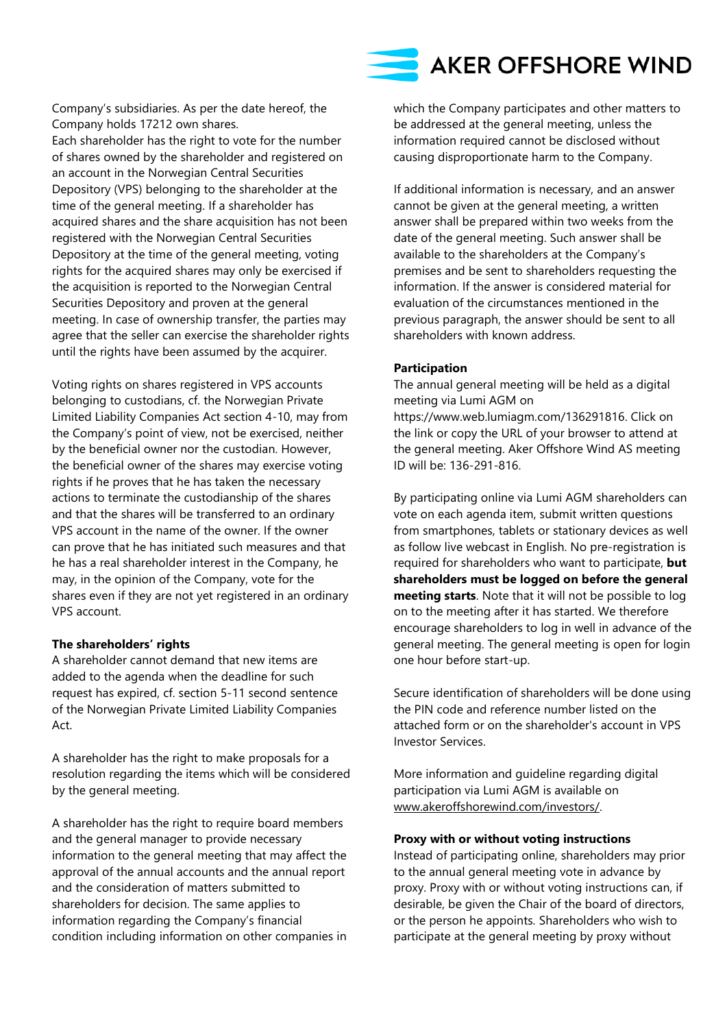Company's subsidiaries. As per the date hereof, the Company holds 17212 own shares.

Each shareholder has the right to vote for the number of shares owned by the shareholder and registered on an account in the Norwegian Central Securities Depository (VPS) belonging to the shareholder at the time of the general meeting. If a shareholder has acquired shares and the share acquisition has not been registered with the Norwegian Central Securities Depository at the time of the general meeting, voting rights for the acquired shares may only be exercised if the acquisition is reported to the Norwegian Central Securities Depository and proven at the general meeting. In case of ownership transfer, the parties may agree that the seller can exercise the shareholder rights until the rights have been assumed by the acquirer.

Voting rights on shares registered in VPS accounts belonging to custodians, cf. the Norwegian Private Limited Liability Companies Act section 4-10, may from the Company's point of view, not be exercised, neither by the beneficial owner nor the custodian. However, the beneficial owner of the shares may exercise voting rights if he proves that he has taken the necessary actions to terminate the custodianship of the shares and that the shares will be transferred to an ordinary VPS account in the name of the owner. If the owner can prove that he has initiated such measures and that he has a real shareholder interest in the Company, he may, in the opinion of the Company, vote for the shares even if they are not yet registered in an ordinary VPS account.

**The shareholders' rights**

A shareholder cannot demand that new items are added to the agenda when the deadline for such request has expired, cf. section 5-11 second sentence of the Norwegian Private Limited Liability Companies Act.

A shareholder has the right to make proposals for a resolution regarding the items which will be considered by the general meeting.

A shareholder has the right to require board members and the general manager to provide necessary information to the general meeting that may affect the approval of the annual accounts and the annual report and the consideration of matters submitted to shareholders for decision. The same applies to information regarding the Company's financial condition including information on other companies in which the Company participates and other matters to be addressed at the general meeting, unless the information required cannot be disclosed without causing disproportionate harm to the Company.

If additional information is necessary, and an answer cannot be given at the general meeting, a written answer shall be prepared within two weeks from the date of the general meeting. Such answer shall be available to the shareholders at the Company's premises and be sent to shareholders requesting the information. If the answer is considered material for evaluation of the circumstances mentioned in the previous paragraph, the answer should be sent to all shareholders with known address.

**Participation**

The annual general meeting will be held as a digital meeting via Lumi AGM on https://www.web.lumiagm.com/136291816. Click on the link or copy the URL of your browser to attend at the general meeting. Aker Offshore Wind AS meeting ID will be: 136-291-816.

By participating online via Lumi AGM shareholders can vote on each agenda item, submit written questions from smartphones, tablets or stationary devices as well as follow live webcast in English. No pre-registration is required for shareholders who want to participate, **but shareholders must be logged on before the general meeting starts**. Note that it will not be possible to log on to the meeting after it has started. We therefore encourage shareholders to log in well in advance of the general meeting. The general meeting is open for login one hour before start-up.

Secure identification of shareholders will be done using the PIN code and reference number listed on the attached form or on the shareholder's account in VPS Investor Services.

More information and guideline regarding digital participation via Lumi AGM is available on www.akeroffshorewind.com/investors/.

**Proxy with or without voting instructions**

Instead of participating online, shareholders may prior to the annual general meeting vote in advance by proxy. Proxy with or without voting instructions can, if desirable, be given the Chair of the board of directors, or the person he appoints. Shareholders who wish to participate at the general meeting by proxy without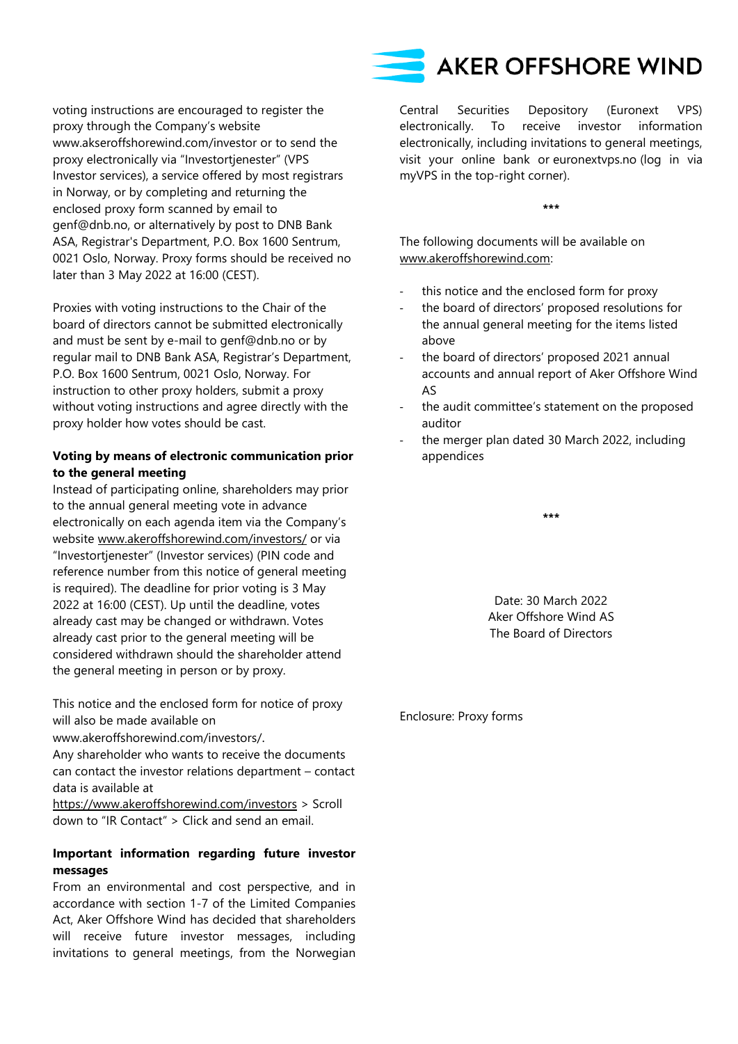voting instructions are encouraged to register the proxy through the Company's website www.akseroffshorewind.com/investor or to send the proxy electronically via "Investortjenester" (VPS Investor services), a service offered by most registrars in Norway, or by completing and returning the enclosed proxy form scanned by email to genf@dnb.no, or alternatively by post to DNB Bank ASA, Registrar's Department, P.O. Box 1600 Sentrum, 0021 Oslo, Norway. Proxy forms should be received no later than 3 May 2022 at 16:00 (CEST).

Proxies with voting instructions to the Chair of the board of directors cannot be submitted electronically and must be sent by e-mail to genf@dnb.no or by regular mail to DNB Bank ASA, Registrar's Department, P.O. Box 1600 Sentrum, 0021 Oslo, Norway. For instruction to other proxy holders, submit a proxy without voting instructions and agree directly with the proxy holder how votes should be cast.

**Voting by means of electronic communication prior to the general meeting**

Instead of participating online, shareholders may prior to the annual general meeting vote in advance electronically on each agenda item via the Company's website www.akeroffshorewind.com/investors/ or via "Investortjenester" (Investor services) (PIN code and reference number from this notice of general meeting is required). The deadline for prior voting is 3 May 2022 at 16:00 (CEST). Up until the deadline, votes already cast may be changed or withdrawn. Votes already cast prior to the general meeting will be considered withdrawn should the shareholder attend the general meeting in person or by proxy.

This notice and the enclosed form for notice of proxy will also be made available on www.akeroffshorewind.com/investors/.
Any shareholder who wants to receive the documents can contact the investor relations department – contact data is available at https://www.akeroffshorewind.com/investors > Scroll down to "IR Contact" > Click and send an email.

**Important information regarding future investor messages**

From an environmental and cost perspective, and in accordance with section 1-7 of the Limited Companies Act, Aker Offshore Wind has decided that shareholders will receive future investor messages, including invitations to general meetings, from the Norwegian Central Securities Depository (Euronext VPS) electronically. To receive investor information electronically, including invitations to general meetings, visit your online bank or euronextvps.no (log in via myVPS in the top-right corner).

\*\*\*

The following documents will be available on www.akeroffshorewind.com:

- this notice and the enclosed form for proxy
- the board of directors' proposed resolutions for the annual general meeting for the items listed above
- the board of directors' proposed 2021 annual accounts and annual report of Aker Offshore Wind AS
- the audit committee's statement on the proposed auditor
- the merger plan dated 30 March 2022, including appendices

\*\*\*

Date: 30 March 2022
Aker Offshore Wind AS
The Board of Directors

Enclosure: Proxy forms